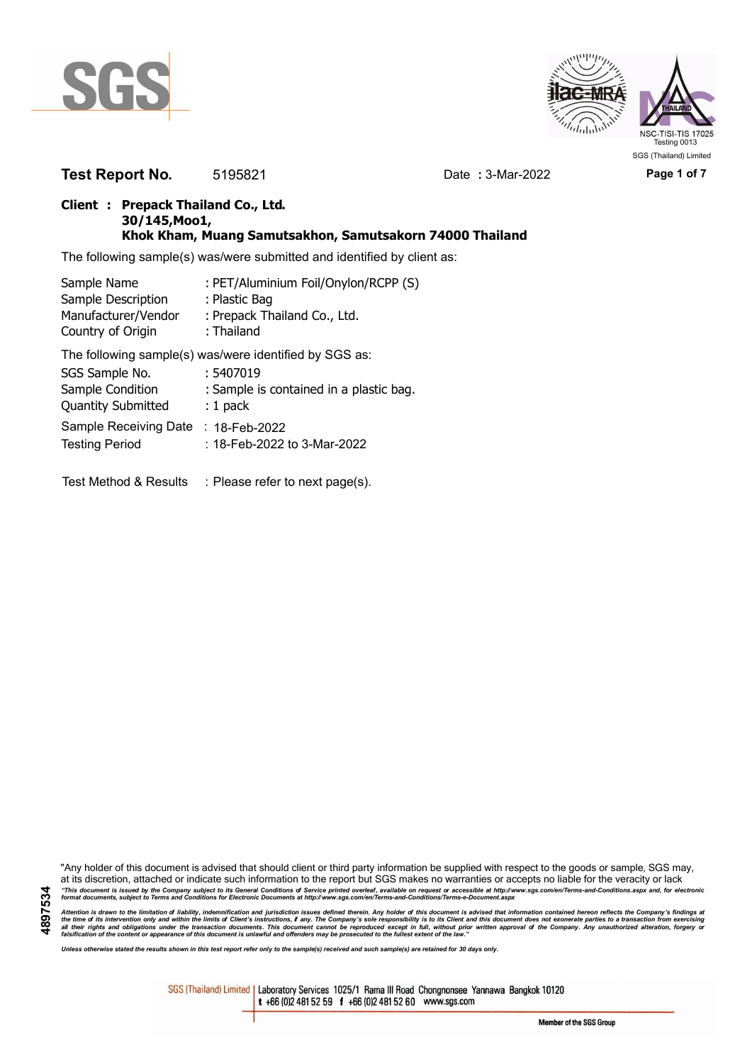SGS (Thailand) Limited

**Test Report No.** 5195821 Date **:** 3-Mar-2022

**Client : Prepack Thailand Co., Ltd.**
**30/145,Moo1,**
**Khok Kham, Muang Samutsakhon, Samutsakorn 74000 Thailand**

The following sample(s) was/were submitted and identified by client as:

| | |
|---|---|
| Sample Name | : PET/Aluminium Foil/Onylon/RCPP (S) |
| Sample Description | : Plastic Bag |
| Manufacturer/Vendor | : Prepack Thailand Co., Ltd. |
| Country of Origin | : Thailand |

The following sample(s) was/were identified by SGS as:

| | |
|---|---|
| SGS Sample No. | : 5407019 |
| Sample Condition | : Sample is contained in a plastic bag. |
| Quantity Submitted | : 1 pack |
| Sample Receiving Date | : 18-Feb-2022 |
| Testing Period | : 18-Feb-2022 to 3-Mar-2022 |

Test Method & Results : Please refer to next page(s).

"Any holder of this document is advised that should client or third party information be supplied with respect to the goods or sample, SGS may, at its discretion, attached or indicate such information to the report but SGS makes no warranties or accepts no liable for the veracity or lack

*"This document is issued by the Company subject to its General Conditions of Service printed overleaf, available on request or accessible at http://www.sgs.com/en/Terms-and-Conditions.aspx and, for electronic format documents, subject to Terms and Conditions for Electronic Documents at http://www.sgs.com/en/Terms-and-Conditions/Terms-e-Document.aspx*

*Attention is drawn to the limitation of liability, indemnification and jurisdiction issues defined therein. Any holder of this document is advised that information contained hereon reflects the Company's findings at the time of its intervention only and within the limits of Client's instructions, if any. The Company's sole responsibility is to its Client and this document does not exonerate parties to a transaction from exercising all their rights and obligations under the transaction documents. This document cannot be reproduced except in full, without prior written approval of the Company. Any unauthorized alteration, forgery or falsification of the content or appearance of this document is unlawful and offenders may be prosecuted to the fullest extent of the law."*

*Unless otherwise stated the results shown in this test report refer only to the sample(s) received and such sample(s) are retained for 30 days only.*

4897534

SGS (Thailand) Limited | Laboratory Services 1025/1 Rama III Road Chongnonsee Yannawa Bangkok 10120
t +66 (0)2 481 52 59 f +66 (0)2 481 52 60 www.sgs.com

Member of the SGS Group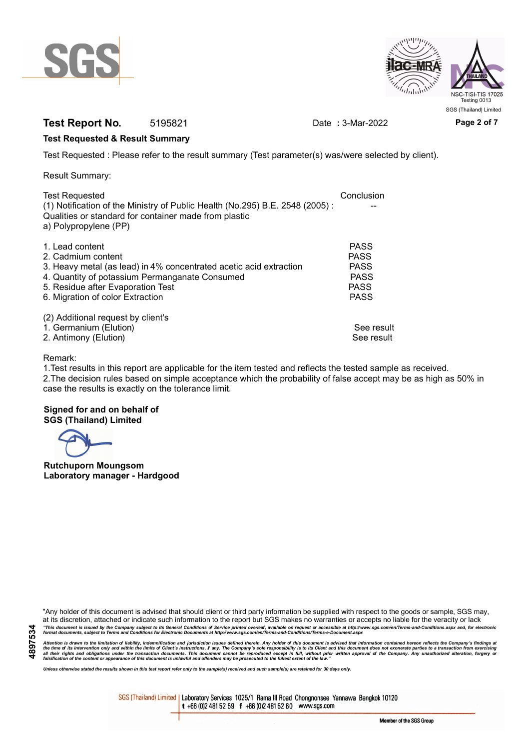**Test Report No.** 5195821 Date : 3-Mar-2022

**Test Requested & Result Summary**

Test Requested : Please refer to the result summary (Test parameter(s) was/were selected by client).

Result Summary:

| Test Requested | Conclusion |
|---|---|
| (1) Notification of the Ministry of Public Health (No.295) B.E. 2548 (2005) : Qualities or standard for container made from plastic | -- |
| a) Polypropylene (PP) | |
| 1. Lead content | PASS |
| 2. Cadmium content | PASS |
| 3. Heavy metal (as lead) in 4% concentrated acetic acid extraction | PASS |
| 4. Quantity of potassium Permanganate Consumed | PASS |
| 5. Residue after Evaporation Test | PASS |
| 6. Migration of color Extraction | PASS |
| (2) Additional request by client's | |
| 1. Germanium (Elution) | See result |
| 2. Antimony (Elution) | See result |

Remark:

1.Test results in this report are applicable for the item tested and reflects the tested sample as received.

2.The decision rules based on simple acceptance which the probability of false accept may be as high as 50% in case the results is exactly on the tolerance limit.

**Signed for and on behalf of**
**SGS (Thailand) Limited**

**Rutchuporn Moungsom**
**Laboratory manager - Hardgood**

"Any holder of this document is advised that should client or third party information be supplied with respect to the goods or sample, SGS may, at its discretion, attach or indicate such information to the report but SGS makes no warranties or accepts no liable for the veracity or lack

*"This document is issued by the Company subject to its General Conditions of Service printed overleaf, available on request or accessible at http://www.sgs.com/en/Terms-and-Conditions.aspx and, for electronic format documents, subject to Terms and Conditions for Electronic Documents at http://www.sgs.com/en/Terms-and-Conditions/Terms-e-Document.aspx*

*Attention is drawn to the limitation of liability, indemnification and jurisdiction issues defined therein. Any holder of this document is advised that information contained hereon reflects the Company's findings at the time of its intervention only and within the limits of Client's instructions, if any. The Company's sole responsibility is to its Client and this document does not exonerate parties to a transaction from exercising all their rights and obligations under the transaction documents. This document cannot be reproduced except in full, without prior written approval of the Company. Any unauthorized alteration, forgery or falsification of the content or appearance of this document is unlawful and offenders may be prosecuted to the fullest extent of the law."*

*Unless otherwise stated the results shown in this test report refer only to the sample(s) received and such sample(s) are retained for 30 days only.*

4897534

SGS (Thailand) Limited | Laboratory Services 1025/1 Rama III Road Chongnonsee Yannawa Bangkok 10120
t +66 (0)2 481 52 59 f +66 (0)2 481 52 60 www.sgs.com

Member of the SGS Group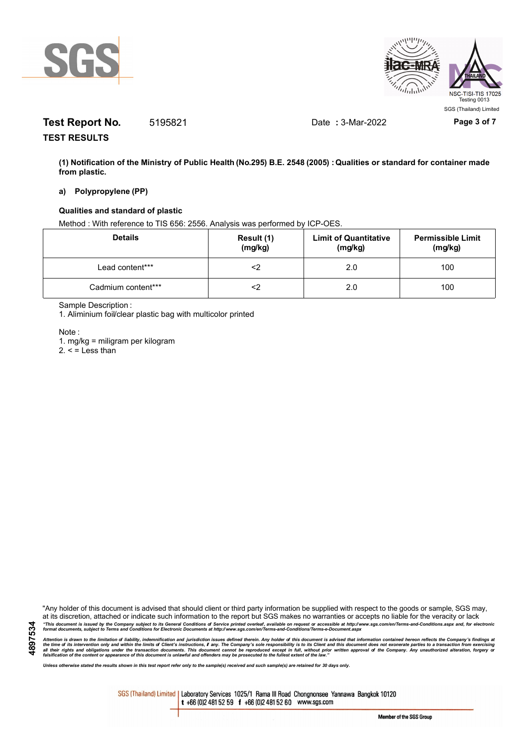**Test Report No.** 5195821 Date : 3-Mar-2022

**TEST RESULTS**

**(1) Notification of the Ministry of Public Health (No.295) B.E. 2548 (2005) : Qualities or standard for container made from plastic.**

**a) Polypropylene (PP)**

**Qualities and standard of plastic**

Method : With reference to TIS 656: 2556. Analysis was performed by ICP-OES.

| Details | Result (1) (mg/kg) | Limit of Quantitative (mg/kg) | Permissible Limit (mg/kg) |
|---|---|---|---|
| Lead content*** | <2 | 2.0 | 100 |
| Cadmium content*** | <2 | 2.0 | 100 |

Sample Description :

1. Aliminium foil/clear plastic bag with multicolor printed

Note :

1. mg/kg = miligram per kilogram
2. < = Less than

"Any holder of this document is advised that should client or third party information be supplied with respect to the goods or sample, SGS may, at its discretion, attached or indicate such information to the report but SGS makes no warranties or accepts no liable for the veracity or lack

*"This document is issued by the Company subject to its General Conditions of Service printed overleaf, available on request or accessible at http://www.sgs.com/en/Terms-and-Conditions.aspx and, for electronic format documents, subject to Terms and Conditions for Electronic Documents at http://www.sgs.com/en/Terms-and-Conditions/Terms-e-Document.aspx*

*Attention is drawn to the limitation of liability, indemnification and jurisdiction issues defined therein. Any holder of this document is advised that information contained hereon reflects the Company's findings at the time of its intervention only and within the limits of Client's instructions, if any. The Company's sole responsibility is to its Client and this document does not exonerate parties to a transaction from exercising all their rights and obligations under the transaction documents. This document cannot be reproduced except in full, without prior written approval of the Company. Any unauthorized alteration, forgery or falsification of the content or appearance of this document is unlawful and offenders may be prosecuted to the fullest extent of the law."*

*Unless otherwise stated the results shown in this test report refer only to the sample(s) received and such sample(s) are retained for 30 days only.*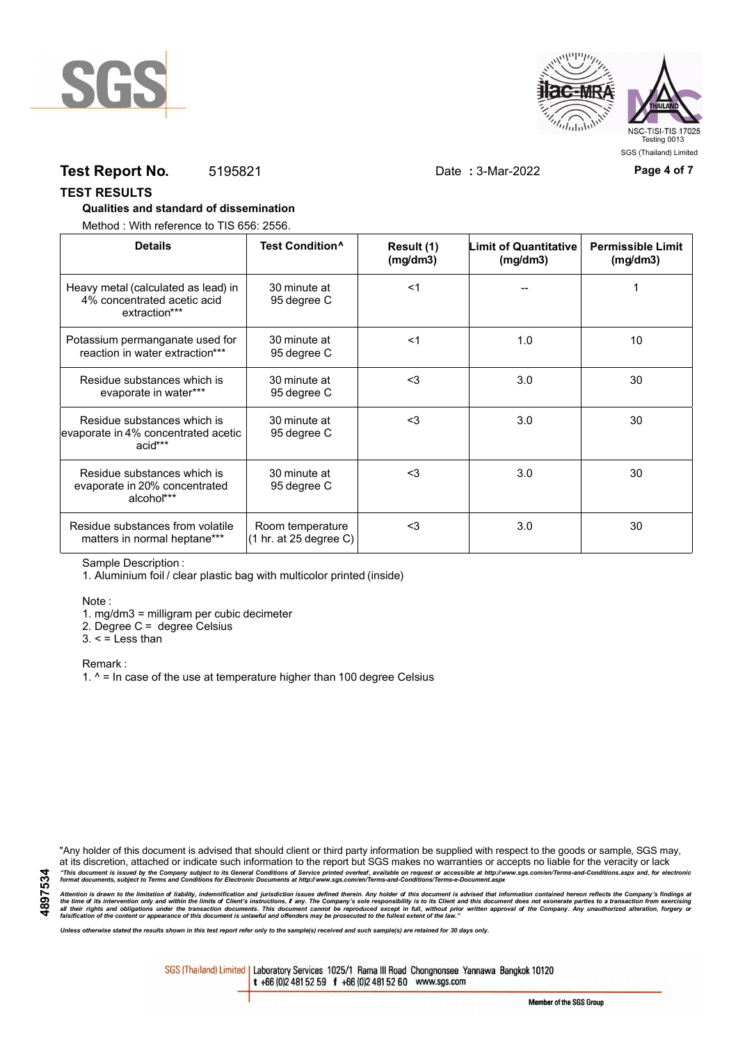**Test Report No.** 5195821 Date : 3-Mar-2022

## TEST RESULTS

### Qualities and standard of dissemination

Method : With reference to TIS 656: 2556.

| Details | Test Condition^ | Result (1) (mg/dm3) | Limit of Quantitative (mg/dm3) | Permissible Limit (mg/dm3) |
|---|---|---|---|---|
| Heavy metal (calculated as lead) in 4% concentrated acetic acid extraction*** | 30 minute at 95 degree C | <1 | -- | 1 |
| Potassium permanganate used for reaction in water extraction*** | 30 minute at 95 degree C | <1 | 1.0 | 10 |
| Residue substances which is evaporate in water*** | 30 minute at 95 degree C | <3 | 3.0 | 30 |
| Residue substances which is evaporate in 4% concentrated acetic acid*** | 30 minute at 95 degree C | <3 | 3.0 | 30 |
| Residue substances which is evaporate in 20% concentrated alcohol*** | 30 minute at 95 degree C | <3 | 3.0 | 30 |
| Residue substances from volatile matters in normal heptane*** | Room temperature (1 hr. at 25 degree C) | <3 | 3.0 | 30 |

Sample Description :

1. Aluminium foil / clear plastic bag with multicolor printed (inside)

Note :

1. mg/dm3 = milligram per cubic decimeter
2. Degree C = degree Celsius
3. < = Less than

Remark :

1. ^ = In case of the use at temperature higher than 100 degree Celsius

"Any holder of this document is advised that should client or third party information be supplied with respect to the goods or sample, SGS may, at its discretion, attached or indicate such information to the report but SGS makes no warranties or accepts no liable for the veracity or lack

*"This document is issued by the Company subject to its General Conditions of Service printed overleaf, available on request or accessible at http://www.sgs.com/en/Terms-and-Conditions.aspx and, for electronic format documents, subject to Terms and Conditions for Electronic Documents at http://www.sgs.com/en/Terms-and-Conditions/Terms-e-Document.aspx*

*Attention is drawn to the limitation of liability, indemnification and jurisdiction issues defined therein. Any holder of this document is advised that information contained hereon reflects the Company's findings at the time of its intervention only and within the limits of Client's instructions, if any. The Company's sole responsibility is to its Client and this document does not exonerate parties to a transaction from exercising all their rights and obligations under the transaction documents. This document cannot be reproduced except in full, without prior written approval of the Company. Any unauthorized alteration, forgery or falsification of the content or appearance of this document is unlawful and offenders may be prosecuted to the fullest extent of the law."*

*Unless otherwise stated the results shown in this test report refer only to the sample(s) received and such sample(s) are retained for 30 days only.*

SGS (Thailand) Limited | Laboratory Services 1025/1 Rama III Road Chongnonsee Yannawa Bangkok 10120 t +66 (0)2 481 52 59 f +66 (0)2 481 52 60 www.sgs.com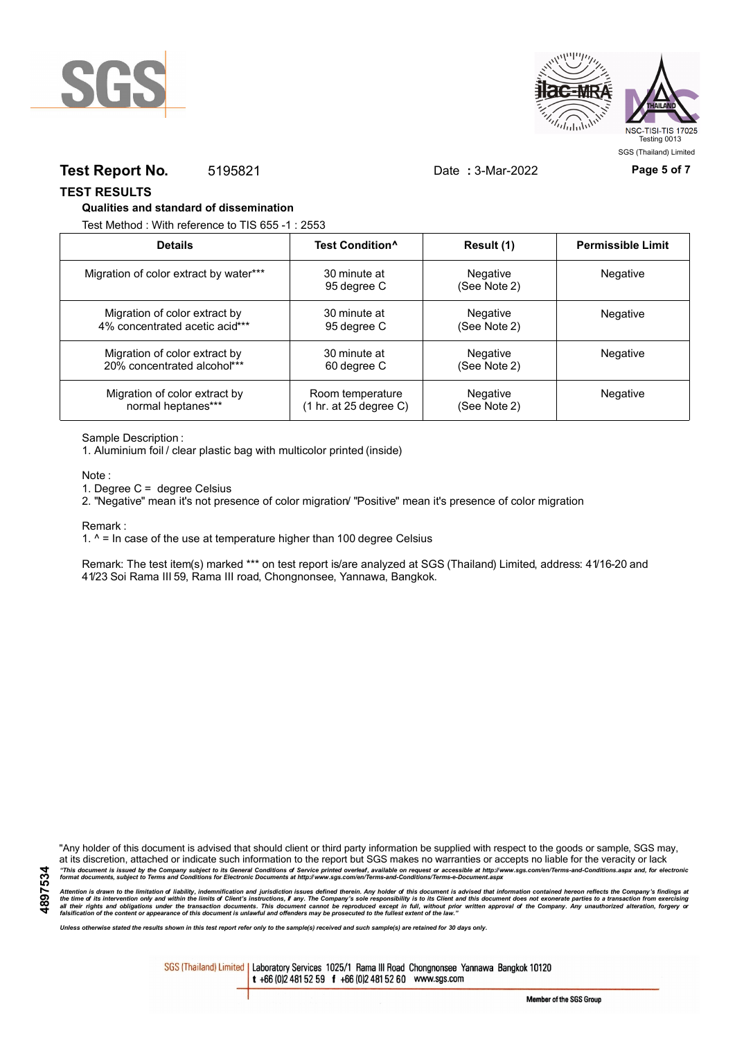**Test Report No.** 5195821 Date **:** 3-Mar-2022

## TEST RESULTS

### Qualities and standard of dissemination

Test Method : With reference to TIS 655 -1 : 2553

| Details | Test Condition^ | Result (1) | Permissible Limit |
|---|---|---|---|
| Migration of color extract by water*** | 30 minute at 95 degree C | Negative (See Note 2) | Negative |
| Migration of color extract by 4% concentrated acetic acid*** | 30 minute at 95 degree C | Negative (See Note 2) | Negative |
| Migration of color extract by 20% concentrated alcohol*** | 30 minute at 60 degree C | Negative (See Note 2) | Negative |
| Migration of color extract by normal heptanes*** | Room temperature (1 hr. at 25 degree C) | Negative (See Note 2) | Negative |

Sample Description :

1. Aluminium foil / clear plastic bag with multicolor printed (inside)

Note :

1. Degree C = degree Celsius
2. "Negative" mean it's not presence of color migration/ "Positive" mean it's presence of color migration

Remark :

1. ^ = In case of the use at temperature higher than 100 degree Celsius

Remark: The test item(s) marked *** on test report is/are analyzed at SGS (Thailand) Limited, address: 41/16-20 and 41/23 Soi Rama III 59, Rama III road, Chongnonsee, Yannawa, Bangkok.

"Any holder of this document is advised that should client or third party information be supplied with respect to the goods or sample, SGS may, at its discretion, attached or indicate such information to the report but SGS makes no warranties or accepts no liable for the veracity or lack

*"This document is issued by the Company subject to its General Conditions of Service printed overleaf, available on request or accessible at http://www.sgs.com/en/Terms-and-Conditions.aspx and, for electronic format documents, subject to Terms and Conditions for Electronic Documents at http://www.sgs.com/en/Terms-and-Conditions/Terms-e-Document.aspx*

*Attention is drawn to the limitation of liability, indemnification and jurisdiction issues defined therein. Any holder of this document is advised that information contained hereon reflects the Company's findings at the time of its intervention only and within the limits of Client's instructions, if any. The Company's sole responsibility is to its Client and this document does not exonerate parties to a transaction from exercising all their rights and obligations under the transaction documents. This document cannot be reproduced except in full, without prior written approval of the Company. Any unauthorized alteration, forgery or falsification of the content or appearance of this document is unlawful and offenders may be prosecuted to the fullest extent of the law."*

*Unless otherwise stated the results shown in this test report refer only to the sample(s) received and such sample(s) are retained for 30 days only.*

SGS (Thailand) Limited | Laboratory Services 1025/1 Rama III Road Chongnonsee Yannawa Bangkok 10120 t +66 (0)2 481 52 59 f +66 (0)2 481 52 60 www.sgs.com

Member of the SGS Group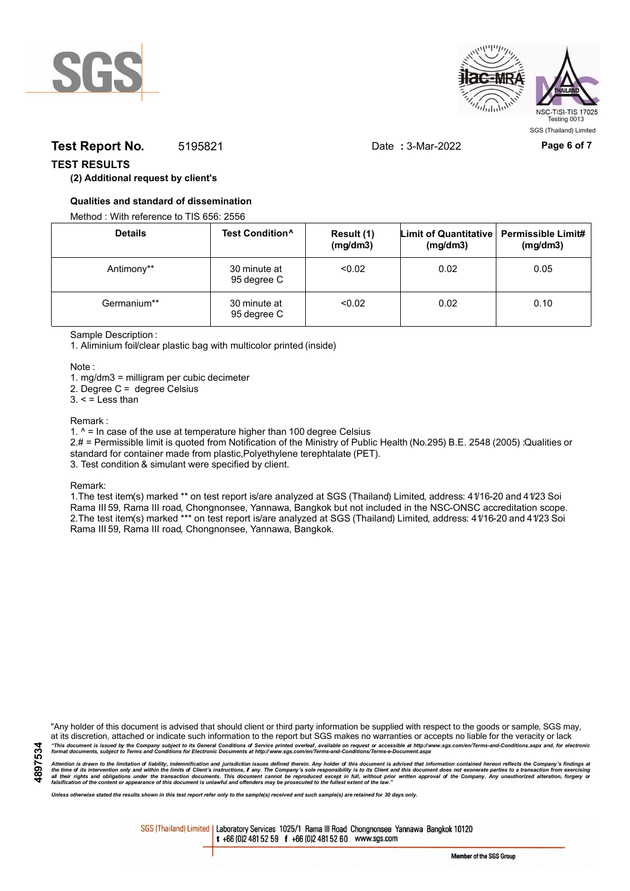**Test Report No.** 5195821 Date : 3-Mar-2022

## TEST RESULTS

**(2) Additional request by client's**

**Qualities and standard of dissemination**

Method : With reference to TIS 656: 2556

| Details | Test Condition^ | Result (1) (mg/dm3) | Limit of Quantitative (mg/dm3) | Permissible Limit# (mg/dm3) |
|---|---|---|---|---|
| Antimony** | 30 minute at 95 degree C | <0.02 | 0.02 | 0.05 |
| Germanium** | 30 minute at 95 degree C | <0.02 | 0.02 | 0.10 |

Sample Description :

1. Aliminium foil/clear plastic bag with multicolor printed (inside)

Note :

1. mg/dm3 = milligram per cubic decimeter
2. Degree C = degree Celsius
3. < = Less than

Remark :

1. ^ = In case of the use at temperature higher than 100 degree Celsius
2. # = Permissible limit is quoted from Notification of the Ministry of Public Health (No.295) B.E. 2548 (2005) :Qualities or standard for container made from plastic,Polyethylene terephtalate (PET).
3. Test condition & simulant were specified by client.

Remark:

1. The test item(s) marked ** on test report is/are analyzed at SGS (Thailand) Limited, address: 41/16-20 and 41/23 Soi Rama III 59, Rama III road, Chongnonsee, Yannawa, Bangkok but not included in the NSC-ONSC accreditation scope.
2. The test item(s) marked *** on test report is/are analyzed at SGS (Thailand) Limited, address: 41/16-20 and 41/23 Soi Rama III 59, Rama III road, Chongnonsee, Yannawa, Bangkok.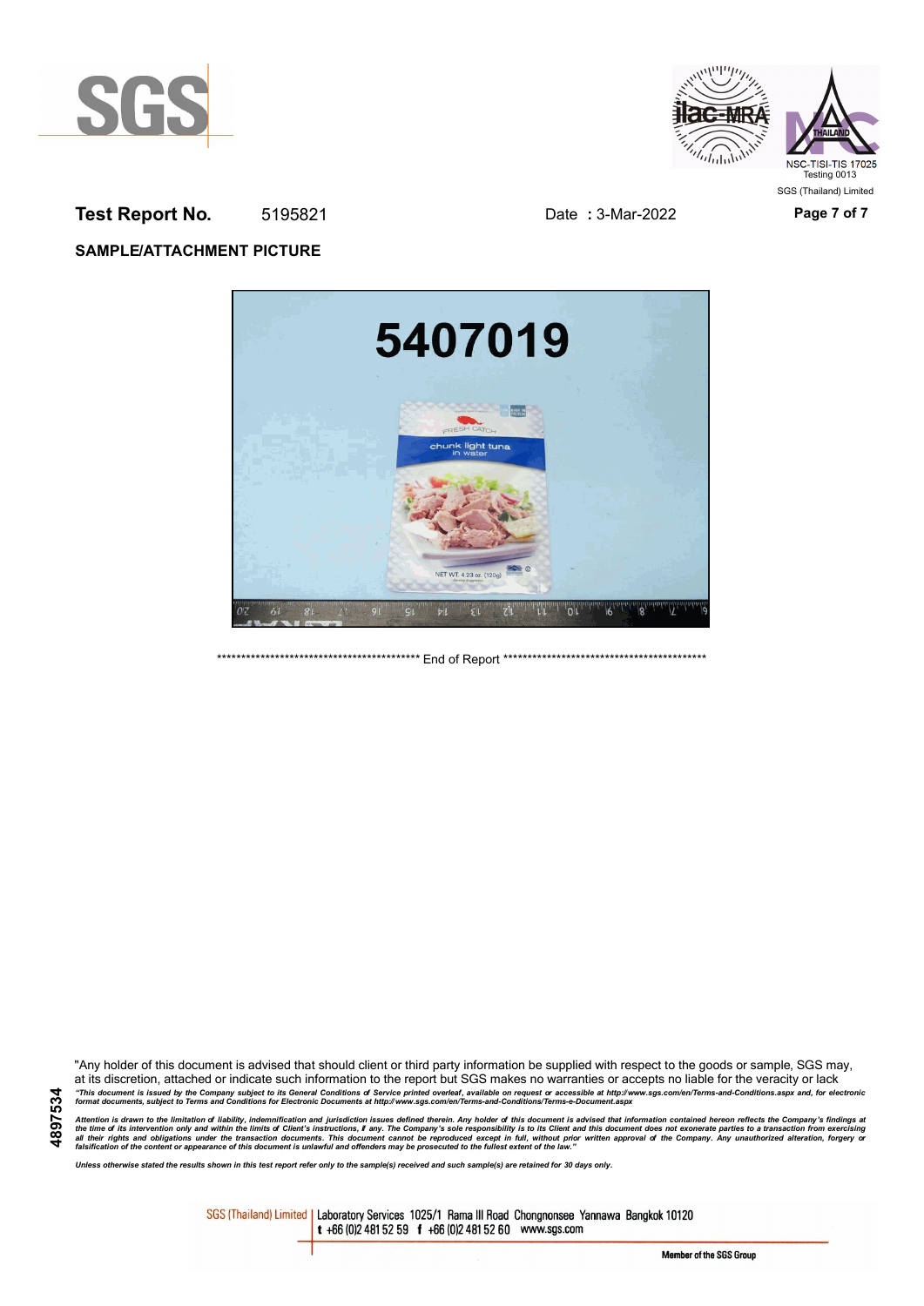**Test Report No.** 5195821 Date : 3-Mar-2022

**SAMPLE/ATTACHMENT PICTURE**

******************************************** End of Report ********************************************

"Any holder of this document is advised that should client or third party information be supplied with respect to the goods or sample, SGS may, at its discretion, attached or indicate such information to the report but SGS makes no warranties or accepts no liable for the veracity or lack

*"This document is issued by the Company subject to its General Conditions of Service printed overleaf, available on request or accessible at http://www.sgs.com/en/Terms-and-Conditions.aspx and, for electronic format documents, subject to Terms and Conditions for Electronic Documents at http://www.sgs.com/en/Terms-and-Conditions/Terms-e-Document.aspx*

*Attention is drawn to the limitation of liability, indemnification and jurisdiction issues defined therein. Any holder of this document is advised that information contained hereon reflects the Company's findings at the time of its intervention only and within the limits of Client's instructions, if any. The Company's sole responsibility is to its Client and this document does not exonerate parties to a transaction from exercising all their rights and obligations under the transaction documents. This document cannot be reproduced except in full, without prior written approval of the Company. Any unauthorized alteration, forgery or falsification of the content or appearance of this document is unlawful and offenders may be prosecuted to the fullest extent of the law."*

*Unless otherwise stated the results shown in this test report refer only to the sample(s) received and such sample(s) are retained for 30 days only.*

4897534

SGS (Thailand) Limited | Laboratory Services 1025/1 Rama III Road Chongnonsee Yannawa Bangkok 10120
t +66 (0)2 481 52 59 f +66 (0)2 481 52 60 www.sgs.com

Member of the SGS Group